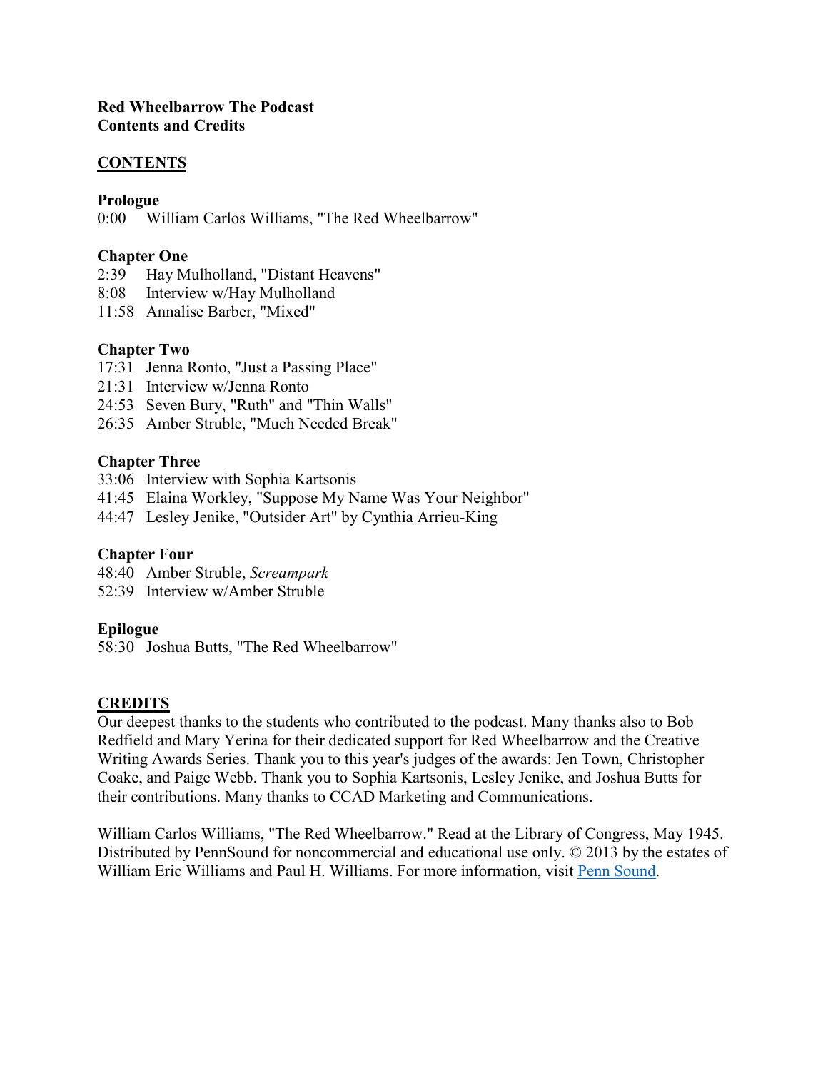**Red Wheelbarrow The Podcast**
**Contents and Credits**

## CONTENTS

### Prologue

0:00 William Carlos Williams, "The Red Wheelbarrow"

### Chapter One

2:39 Hay Mulholland, "Distant Heavens"
8:08 Interview w/Hay Mulholland
11:58 Annalise Barber, "Mixed"

### Chapter Two

17:31 Jenna Ronto, "Just a Passing Place"
21:31 Interview w/Jenna Ronto
24:53 Seven Bury, "Ruth" and "Thin Walls"
26:35 Amber Struble, "Much Needed Break"

### Chapter Three

33:06 Interview with Sophia Kartsonis
41:45 Elaina Workley, "Suppose My Name Was Your Neighbor"
44:47 Lesley Jenike, "Outsider Art" by Cynthia Arrieu-King

### Chapter Four

48:40 Amber Struble, *Screampark*
52:39 Interview w/Amber Struble

### Epilogue

58:30 Joshua Butts, "The Red Wheelbarrow"

## CREDITS

Our deepest thanks to the students who contributed to the podcast. Many thanks also to Bob Redfield and Mary Yerina for their dedicated support for Red Wheelbarrow and the Creative Writing Awards Series. Thank you to this year's judges of the awards: Jen Town, Christopher Coake, and Paige Webb. Thank you to Sophia Kartsonis, Lesley Jenike, and Joshua Butts for their contributions. Many thanks to CCAD Marketing and Communications.

William Carlos Williams, "The Red Wheelbarrow." Read at the Library of Congress, May 1945. Distributed by PennSound for noncommercial and educational use only. © 2013 by the estates of William Eric Williams and Paul H. Williams. For more information, visit [Penn Sound](#).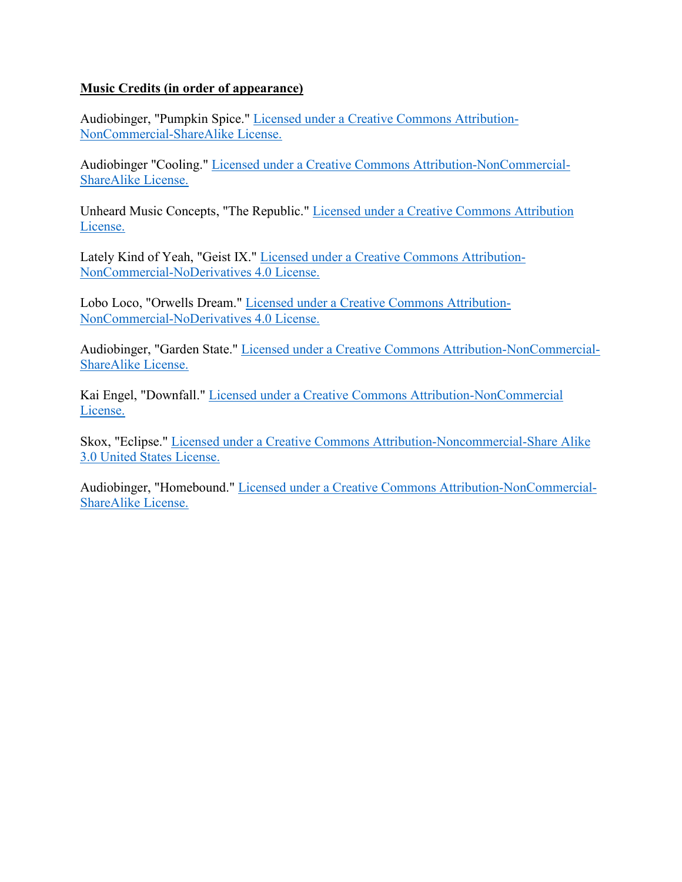**Music Credits (in order of appearance)**

Audiobinger, "Pumpkin Spice." Licensed under a Creative Commons Attribution-NonCommercial-ShareAlike License.

Audiobinger "Cooling." Licensed under a Creative Commons Attribution-NonCommercial-ShareAlike License.

Unheard Music Concepts, "The Republic." Licensed under a Creative Commons Attribution License.

Lately Kind of Yeah, "Geist IX." Licensed under a Creative Commons Attribution-NonCommercial-NoDerivatives 4.0 License.

Lobo Loco, "Orwells Dream." Licensed under a Creative Commons Attribution-NonCommercial-NoDerivatives 4.0 License.

Audiobinger, "Garden State." Licensed under a Creative Commons Attribution-NonCommercial-ShareAlike License.

Kai Engel, "Downfall." Licensed under a Creative Commons Attribution-NonCommercial License.

Skox, "Eclipse." Licensed under a Creative Commons Attribution-Noncommercial-Share Alike 3.0 United States License.

Audiobinger, "Homebound." Licensed under a Creative Commons Attribution-NonCommercial-ShareAlike License.